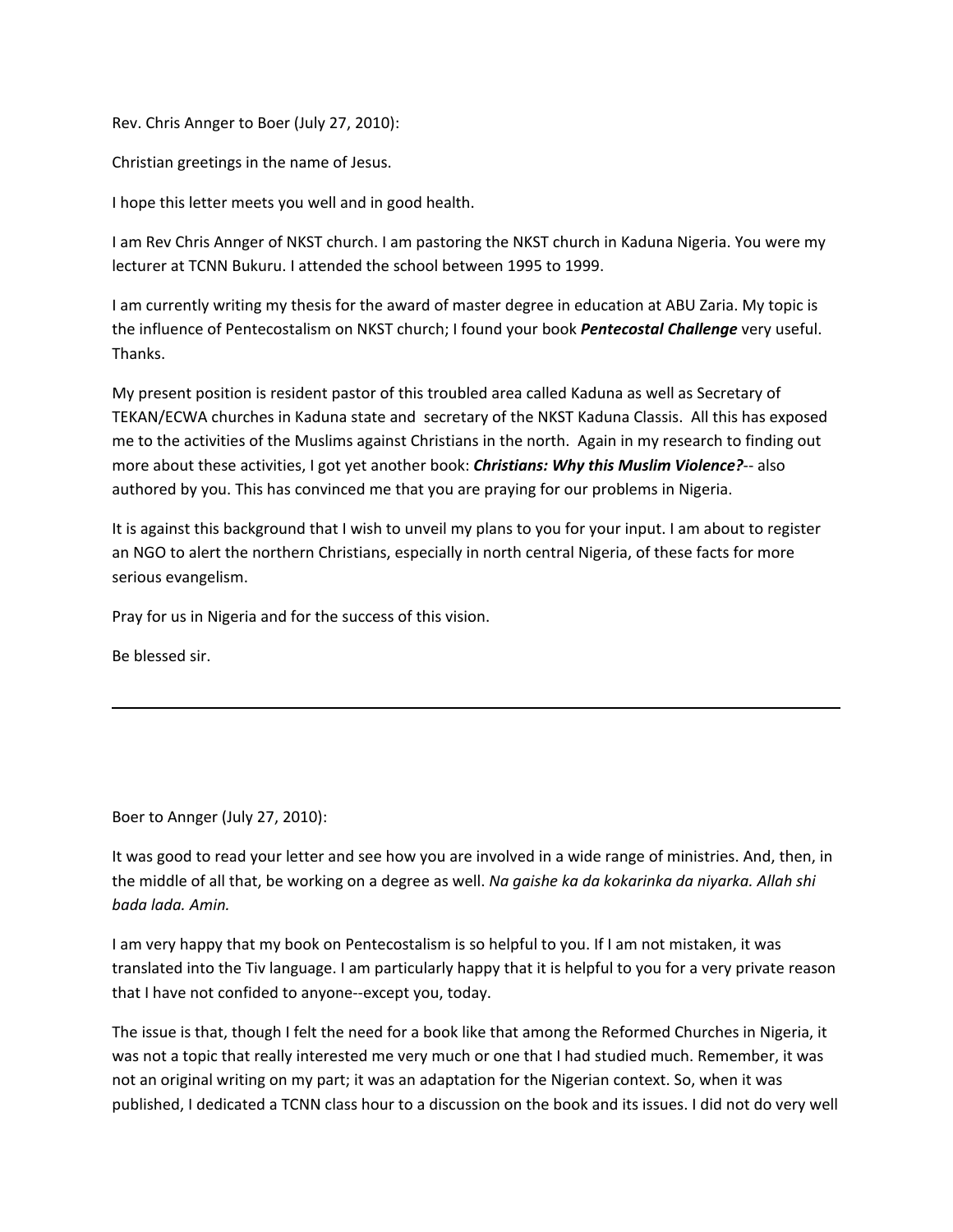Rev. Chris Annger to Boer (July 27, 2010):

Christian greetings in the name of Jesus.

I hope this letter meets you well and in good health.

I am Rev Chris Annger of NKST church. I am pastoring the NKST church in Kaduna Nigeria. You were my lecturer at TCNN Bukuru. I attended the school between 1995 to 1999.

I am currently writing my thesis for the award of master degree in education at ABU Zaria. My topic is the influence of Pentecostalism on NKST church; I found your book ***Pentecostal Challenge*** very useful. Thanks.

My present position is resident pastor of this troubled area called Kaduna as well as Secretary of TEKAN/ECWA churches in Kaduna state and secretary of the NKST Kaduna Classis. All this has exposed me to the activities of the Muslims against Christians in the north. Again in my research to finding out more about these activities, I got yet another book: ***Christians: Why this Muslim Violence?***-- also authored by you. This has convinced me that you are praying for our problems in Nigeria.

It is against this background that I wish to unveil my plans to you for your input. I am about to register an NGO to alert the northern Christians, especially in north central Nigeria, of these facts for more serious evangelism.

Pray for us in Nigeria and for the success of this vision.

Be blessed sir.

---

Boer to Annger (July 27, 2010):

It was good to read your letter and see how you are involved in a wide range of ministries. And, then, in the middle of all that, be working on a degree as well. *Na gaishe ka da kokarinka da niyarka. Allah shi bada lada. Amin.*

I am very happy that my book on Pentecostalism is so helpful to you. If I am not mistaken, it was translated into the Tiv language. I am particularly happy that it is helpful to you for a very private reason that I have not confided to anyone--except you, today.

The issue is that, though I felt the need for a book like that among the Reformed Churches in Nigeria, it was not a topic that really interested me very much or one that I had studied much. Remember, it was not an original writing on my part; it was an adaptation for the Nigerian context. So, when it was published, I dedicated a TCNN class hour to a discussion on the book and its issues. I did not do very well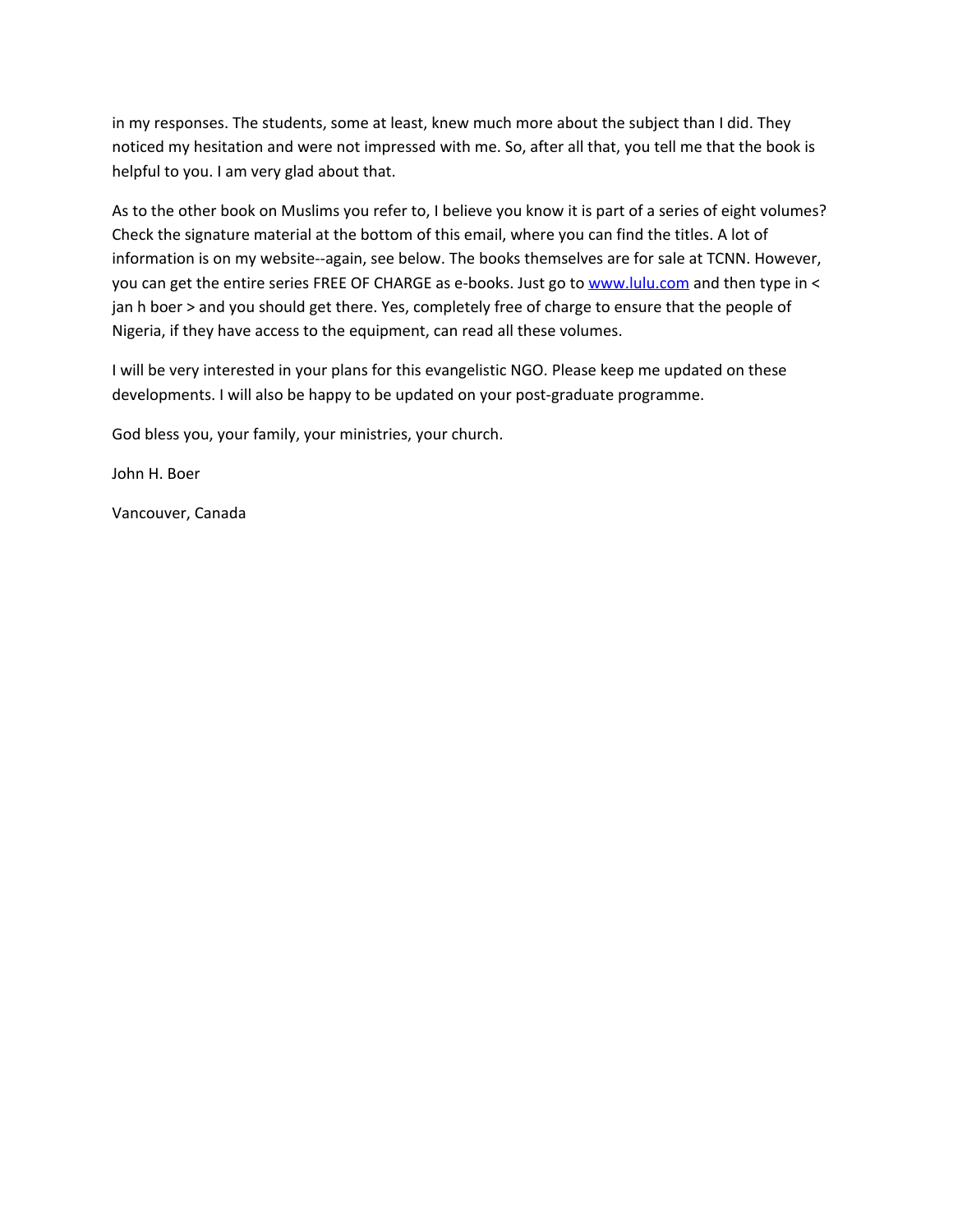in my responses. The students, some at least, knew much more about the subject than I did. They noticed my hesitation and were not impressed with me. So, after all that, you tell me that the book is helpful to you. I am very glad about that.

As to the other book on Muslims you refer to, I believe you know it is part of a series of eight volumes? Check the signature material at the bottom of this email, where you can find the titles. A lot of information is on my website--again, see below. The books themselves are for sale at TCNN. However, you can get the entire series FREE OF CHARGE as e-books. Just go to www.lulu.com and then type in < jan h boer > and you should get there. Yes, completely free of charge to ensure that the people of Nigeria, if they have access to the equipment, can read all these volumes.

I will be very interested in your plans for this evangelistic NGO. Please keep me updated on these developments. I will also be happy to be updated on your post-graduate programme.

God bless you, your family, your ministries, your church.

John H. Boer

Vancouver, Canada